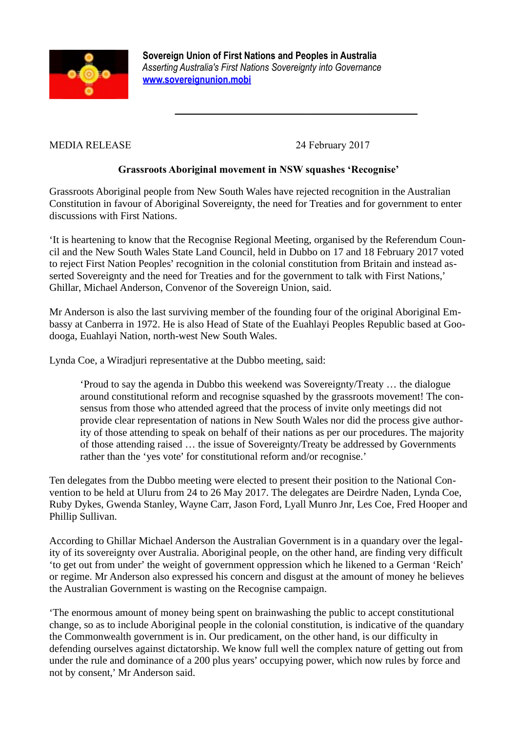**Sovereign Union of First Nations and Peoples in Australia**
*Asserting Australia's First Nations Sovereignty into Governance*
[www.sovereignunion.mobi](http://www.sovereignunion.mobi)

---

MEDIA RELEASE 24 February 2017

**Grassroots Aboriginal movement in NSW squashes 'Recognise'**

Grassroots Aboriginal people from New South Wales have rejected recognition in the Australian Constitution in favour of Aboriginal Sovereignty, the need for Treaties and for government to enter discussions with First Nations.

'It is heartening to know that the Recognise Regional Meeting, organised by the Referendum Council and the New South Wales State Land Council, held in Dubbo on 17 and 18 February 2017 voted to reject First Nation Peoples' recognition in the colonial constitution from Britain and instead asserted Sovereignty and the need for Treaties and for the government to talk with First Nations,' Ghillar, Michael Anderson, Convenor of the Sovereign Union, said.

Mr Anderson is also the last surviving member of the founding four of the original Aboriginal Embassy at Canberra in 1972. He is also Head of State of the Euahlayi Peoples Republic based at Goodooga, Euahlayi Nation, north-west New South Wales.

Lynda Coe, a Wiradjuri representative at the Dubbo meeting, said:

> 'Proud to say the agenda in Dubbo this weekend was Sovereignty/Treaty … the dialogue around constitutional reform and recognise squashed by the grassroots movement! The consensus from those who attended agreed that the process of invite only meetings did not provide clear representation of nations in New South Wales nor did the process give authority of those attending to speak on behalf of their nations as per our procedures. The majority of those attending raised … the issue of Sovereignty/Treaty be addressed by Governments rather than the 'yes vote' for constitutional reform and/or recognise.'

Ten delegates from the Dubbo meeting were elected to present their position to the National Convention to be held at Uluru from 24 to 26 May 2017. The delegates are Deirdre Naden, Lynda Coe, Ruby Dykes, Gwenda Stanley, Wayne Carr, Jason Ford, Lyall Munro Jnr, Les Coe, Fred Hooper and Phillip Sullivan.

According to Ghillar Michael Anderson the Australian Government is in a quandary over the legality of its sovereignty over Australia. Aboriginal people, on the other hand, are finding very difficult 'to get out from under' the weight of government oppression which he likened to a German 'Reich' or regime. Mr Anderson also expressed his concern and disgust at the amount of money he believes the Australian Government is wasting on the Recognise campaign.

'The enormous amount of money being spent on brainwashing the public to accept constitutional change, so as to include Aboriginal people in the colonial constitution, is indicative of the quandary the Commonwealth government is in. Our predicament, on the other hand, is our difficulty in defending ourselves against dictatorship. We know full well the complex nature of getting out from under the rule and dominance of a 200 plus years' occupying power, which now rules by force and not by consent,' Mr Anderson said.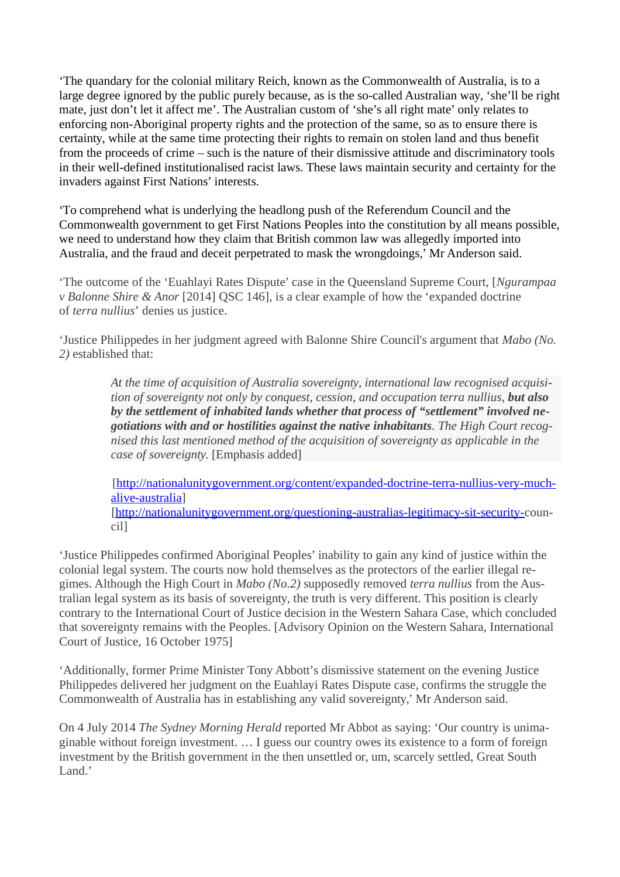'The quandary for the colonial military Reich, known as the Commonwealth of Australia, is to a large degree ignored by the public purely because, as is the so-called Australian way, 'she'll be right mate, just don't let it affect me'. The Australian custom of 'she's all right mate' only relates to enforcing non-Aboriginal property rights and the protection of the same, so as to ensure there is certainty, while at the same time protecting their rights to remain on stolen land and thus benefit from the proceeds of crime – such is the nature of their dismissive attitude and discriminatory tools in their well-defined institutionalised racist laws. These laws maintain security and certainty for the invaders against First Nations' interests.

'To comprehend what is underlying the headlong push of the Referendum Council and the Commonwealth government to get First Nations Peoples into the constitution by all means possible, we need to understand how they claim that British common law was allegedly imported into Australia, and the fraud and deceit perpetrated to mask the wrongdoings,' Mr Anderson said.

'The outcome of the 'Euahlayi Rates Dispute' case in the Queensland Supreme Court, [*Ngurampaa v Balonne Shire & Anor* [2014] QSC 146], is a clear example of how the 'expanded doctrine of *terra nullius*' denies us justice.

'Justice Philippedes in her judgment agreed with Balonne Shire Council's argument that *Mabo (No. 2)* established that:

> *At the time of acquisition of Australia sovereignty, international law recognised acquisition of sovereignty not only by conquest, cession, and occupation terra nullius,* ***but also by the settlement of inhabited lands whether that process of "settlement" involved negotiations with and or hostilities against the native inhabitants****. The High Court recognised this last mentioned method of the acquisition of sovereignty as applicable in the case of sovereignty.* [Emphasis added]
>
> [http://nationalunitygovernment.org/content/expanded-doctrine-terra-nullius-very-much-alive-australia]
> [http://nationalunitygovernment.org/questioning-australias-legitimacy-sit-security-council]

'Justice Philippedes confirmed Aboriginal Peoples' inability to gain any kind of justice within the colonial legal system. The courts now hold themselves as the protectors of the earlier illegal regimes. Although the High Court in *Mabo (No.2)* supposedly removed *terra nullius* from the Australian legal system as its basis of sovereignty, the truth is very different. This position is clearly contrary to the International Court of Justice decision in the Western Sahara Case, which concluded that sovereignty remains with the Peoples. [Advisory Opinion on the Western Sahara, International Court of Justice, 16 October 1975]

'Additionally, former Prime Minister Tony Abbott's dismissive statement on the evening Justice Philippedes delivered her judgment on the Euahlayi Rates Dispute case, confirms the struggle the Commonwealth of Australia has in establishing any valid sovereignty,' Mr Anderson said.

On 4 July 2014 *The Sydney Morning Herald* reported Mr Abbot as saying: 'Our country is unimaginable without foreign investment. … I guess our country owes its existence to a form of foreign investment by the British government in the then unsettled or, um, scarcely settled, Great South Land.'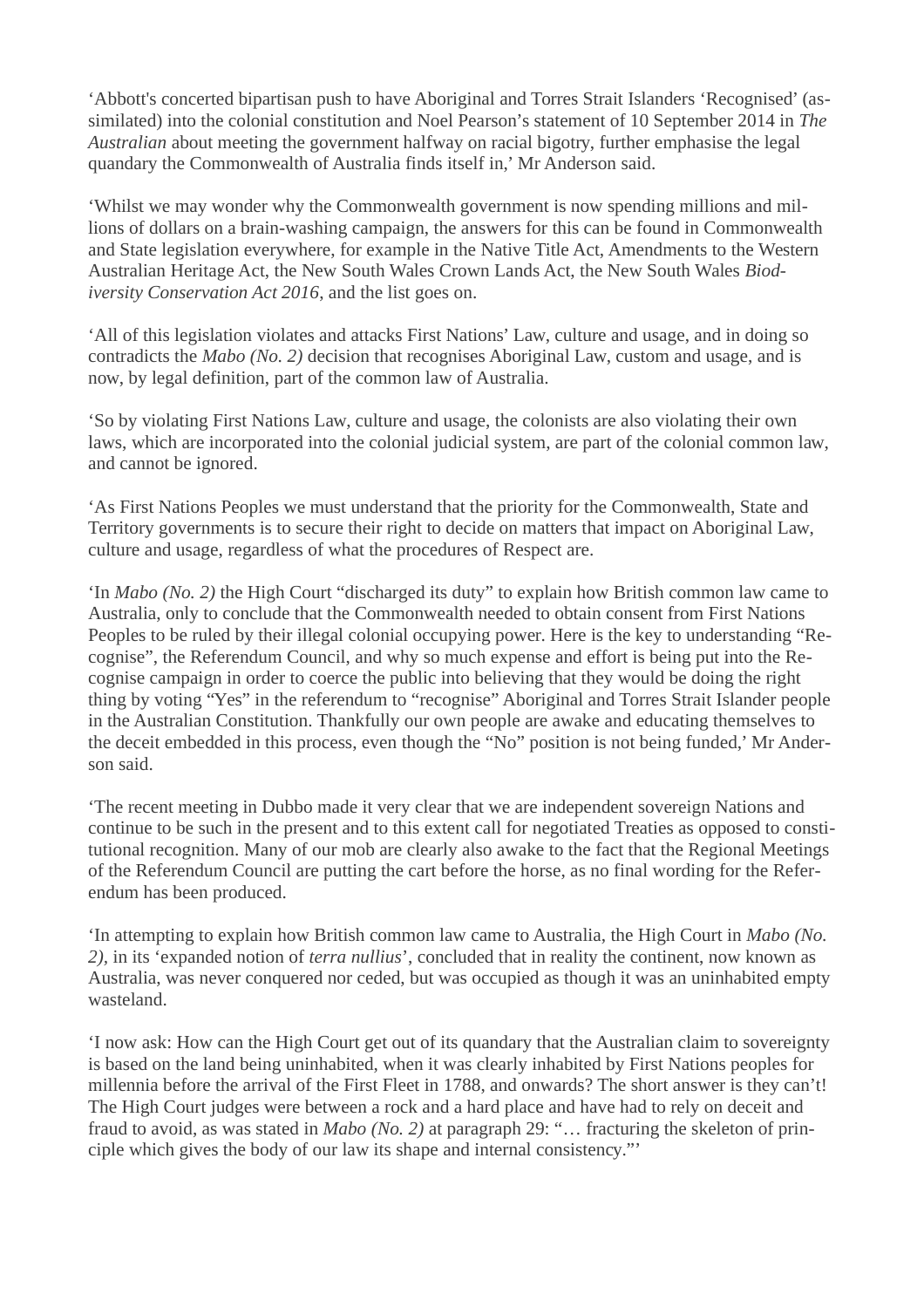'Abbott's concerted bipartisan push to have Aboriginal and Torres Strait Islanders 'Recognised' (assimilated) into the colonial constitution and Noel Pearson's statement of 10 September 2014 in *The Australian* about meeting the government halfway on racial bigotry, further emphasise the legal quandary the Commonwealth of Australia finds itself in,' Mr Anderson said.

'Whilst we may wonder why the Commonwealth government is now spending millions and millions of dollars on a brain-washing campaign, the answers for this can be found in Commonwealth and State legislation everywhere, for example in the Native Title Act, Amendments to the Western Australian Heritage Act, the New South Wales Crown Lands Act, the New South Wales *Biodiversity Conservation Act 2016*, and the list goes on.

'All of this legislation violates and attacks First Nations' Law, culture and usage, and in doing so contradicts the *Mabo (No. 2)* decision that recognises Aboriginal Law, custom and usage, and is now, by legal definition, part of the common law of Australia.

'So by violating First Nations Law, culture and usage, the colonists are also violating their own laws, which are incorporated into the colonial judicial system, are part of the colonial common law, and cannot be ignored.

'As First Nations Peoples we must understand that the priority for the Commonwealth, State and Territory governments is to secure their right to decide on matters that impact on Aboriginal Law, culture and usage, regardless of what the procedures of Respect are.

'In *Mabo (No. 2)* the High Court "discharged its duty" to explain how British common law came to Australia, only to conclude that the Commonwealth needed to obtain consent from First Nations Peoples to be ruled by their illegal colonial occupying power. Here is the key to understanding "Recognise", the Referendum Council, and why so much expense and effort is being put into the Recognise campaign in order to coerce the public into believing that they would be doing the right thing by voting "Yes" in the referendum to "recognise" Aboriginal and Torres Strait Islander people in the Australian Constitution. Thankfully our own people are awake and educating themselves to the deceit embedded in this process, even though the "No" position is not being funded,' Mr Anderson said.

'The recent meeting in Dubbo made it very clear that we are independent sovereign Nations and continue to be such in the present and to this extent call for negotiated Treaties as opposed to constitutional recognition. Many of our mob are clearly also awake to the fact that the Regional Meetings of the Referendum Council are putting the cart before the horse, as no final wording for the Referendum has been produced.

'In attempting to explain how British common law came to Australia, the High Court in *Mabo (No. 2)*, in its 'expanded notion of *terra nullius*', concluded that in reality the continent, now known as Australia, was never conquered nor ceded, but was occupied as though it was an uninhabited empty wasteland.

'I now ask: How can the High Court get out of its quandary that the Australian claim to sovereignty is based on the land being uninhabited, when it was clearly inhabited by First Nations peoples for millennia before the arrival of the First Fleet in 1788, and onwards? The short answer is they can't! The High Court judges were between a rock and a hard place and have had to rely on deceit and fraud to avoid, as was stated in *Mabo (No. 2)* at paragraph 29: "… fracturing the skeleton of principle which gives the body of our law its shape and internal consistency."'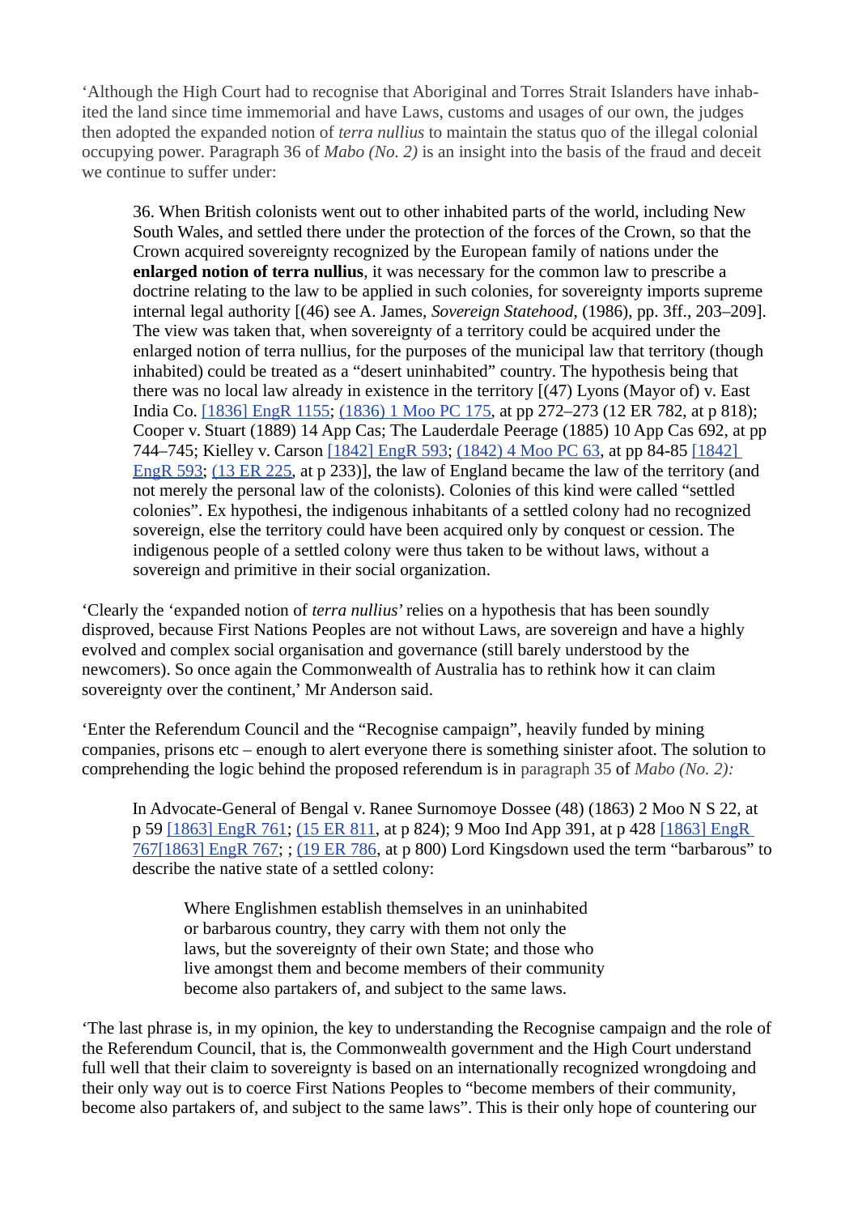'Although the High Court had to recognise that Aboriginal and Torres Strait Islanders have inhabited the land since time immemorial and have Laws, customs and usages of our own, the judges then adopted the expanded notion of *terra nullius* to maintain the status quo of the illegal colonial occupying power. Paragraph 36 of *Mabo (No. 2)* is an insight into the basis of the fraud and deceit we continue to suffer under:

> 36. When British colonists went out to other inhabited parts of the world, including New South Wales, and settled there under the protection of the forces of the Crown, so that the Crown acquired sovereignty recognized by the European family of nations under the **enlarged notion of terra nullius**, it was necessary for the common law to prescribe a doctrine relating to the law to be applied in such colonies, for sovereignty imports supreme internal legal authority [(46) see A. James, *Sovereign Statehood*, (1986), pp. 3ff., 203–209]. The view was taken that, when sovereignty of a territory could be acquired under the enlarged notion of terra nullius, for the purposes of the municipal law that territory (though inhabited) could be treated as a "desert uninhabited" country. The hypothesis being that there was no local law already in existence in the territory [(47) Lyons (Mayor of) v. East India Co. [1836] EngR 1155; (1836) 1 Moo PC 175, at pp 272–273 (12 ER 782, at p 818); Cooper v. Stuart (1889) 14 App Cas; The Lauderdale Peerage (1885) 10 App Cas 692, at pp 744–745; Kielley v. Carson [1842] EngR 593; (1842) 4 Moo PC 63, at pp 84-85 [1842] EngR 593; (13 ER 225, at p 233)], the law of England became the law of the territory (and not merely the personal law of the colonists). Colonies of this kind were called "settled colonies". Ex hypothesi, the indigenous inhabitants of a settled colony had no recognized sovereign, else the territory could have been acquired only by conquest or cession. The indigenous people of a settled colony were thus taken to be without laws, without a sovereign and primitive in their social organization.

'Clearly the 'expanded notion of *terra nullius'* relies on a hypothesis that has been soundly disproved, because First Nations Peoples are not without Laws, are sovereign and have a highly evolved and complex social organisation and governance (still barely understood by the newcomers). So once again the Commonwealth of Australia has to rethink how it can claim sovereignty over the continent,' Mr Anderson said.

'Enter the Referendum Council and the "Recognise campaign", heavily funded by mining companies, prisons etc – enough to alert everyone there is something sinister afoot. The solution to comprehending the logic behind the proposed referendum is in paragraph 35 of *Mabo (No. 2):*

> In Advocate-General of Bengal v. Ranee Surnomoye Dossee (48) (1863) 2 Moo N S 22, at p 59 [1863] EngR 761; (15 ER 811, at p 824); 9 Moo Ind App 391, at p 428 [1863] EngR 767[1863] EngR 767; ; (19 ER 786, at p 800) Lord Kingsdown used the term "barbarous" to describe the native state of a settled colony:
>
> > Where Englishmen establish themselves in an uninhabited or barbarous country, they carry with them not only the laws, but the sovereignty of their own State; and those who live amongst them and become members of their community become also partakers of, and subject to the same laws.

'The last phrase is, in my opinion, the key to understanding the Recognise campaign and the role of the Referendum Council, that is, the Commonwealth government and the High Court understand full well that their claim to sovereignty is based on an internationally recognized wrongdoing and their only way out is to coerce First Nations Peoples to "become members of their community, become also partakers of, and subject to the same laws". This is their only hope of countering our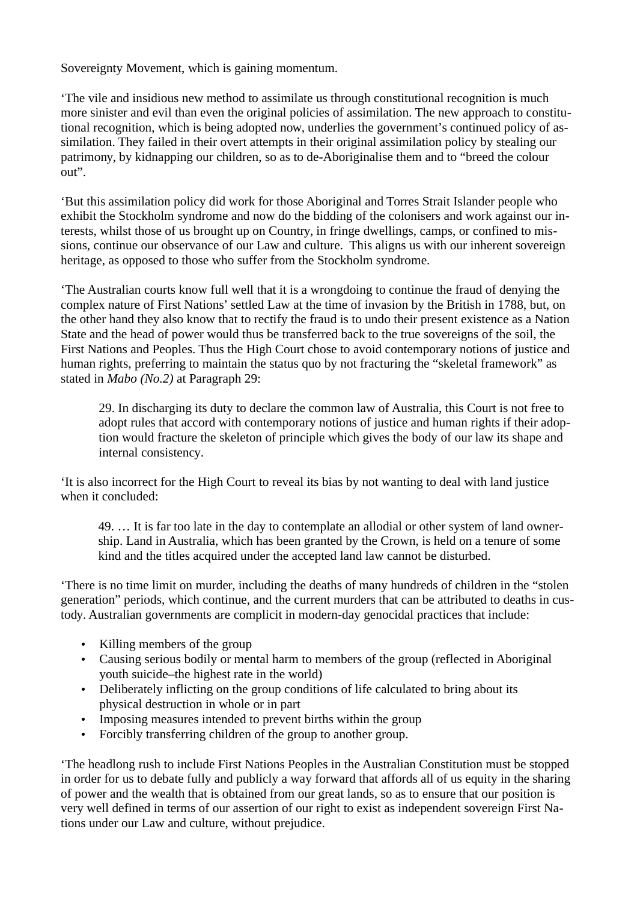Sovereignty Movement, which is gaining momentum.

‘The vile and insidious new method to assimilate us through constitutional recognition is much more sinister and evil than even the original policies of assimilation. The new approach to constitutional recognition, which is being adopted now, underlies the government’s continued policy of assimilation. They failed in their overt attempts in their original assimilation policy by stealing our patrimony, by kidnapping our children, so as to de-Aboriginalise them and to “breed the colour out”.

‘But this assimilation policy did work for those Aboriginal and Torres Strait Islander people who exhibit the Stockholm syndrome and now do the bidding of the colonisers and work against our interests, whilst those of us brought up on Country, in fringe dwellings, camps, or confined to missions, continue our observance of our Law and culture. This aligns us with our inherent sovereign heritage, as opposed to those who suffer from the Stockholm syndrome.

‘The Australian courts know full well that it is a wrongdoing to continue the fraud of denying the complex nature of First Nations’ settled Law at the time of invasion by the British in 1788, but, on the other hand they also know that to rectify the fraud is to undo their present existence as a Nation State and the head of power would thus be transferred back to the true sovereigns of the soil, the First Nations and Peoples. Thus the High Court chose to avoid contemporary notions of justice and human rights, preferring to maintain the status quo by not fracturing the “skeletal framework” as stated in *Mabo (No.2)* at Paragraph 29:

> 29. In discharging its duty to declare the common law of Australia, this Court is not free to adopt rules that accord with contemporary notions of justice and human rights if their adoption would fracture the skeleton of principle which gives the body of our law its shape and internal consistency.

‘It is also incorrect for the High Court to reveal its bias by not wanting to deal with land justice when it concluded:

> 49. … It is far too late in the day to contemplate an allodial or other system of land ownership. Land in Australia, which has been granted by the Crown, is held on a tenure of some kind and the titles acquired under the accepted land law cannot be disturbed.

‘There is no time limit on murder, including the deaths of many hundreds of children in the “stolen generation” periods, which continue, and the current murders that can be attributed to deaths in custody. Australian governments are complicit in modern-day genocidal practices that include:

- Killing members of the group
- Causing serious bodily or mental harm to members of the group (reflected in Aboriginal youth suicide–the highest rate in the world)
- Deliberately inflicting on the group conditions of life calculated to bring about its physical destruction in whole or in part
- Imposing measures intended to prevent births within the group
- Forcibly transferring children of the group to another group.

‘The headlong rush to include First Nations Peoples in the Australian Constitution must be stopped in order for us to debate fully and publicly a way forward that affords all of us equity in the sharing of power and the wealth that is obtained from our great lands, so as to ensure that our position is very well defined in terms of our assertion of our right to exist as independent sovereign First Nations under our Law and culture, without prejudice.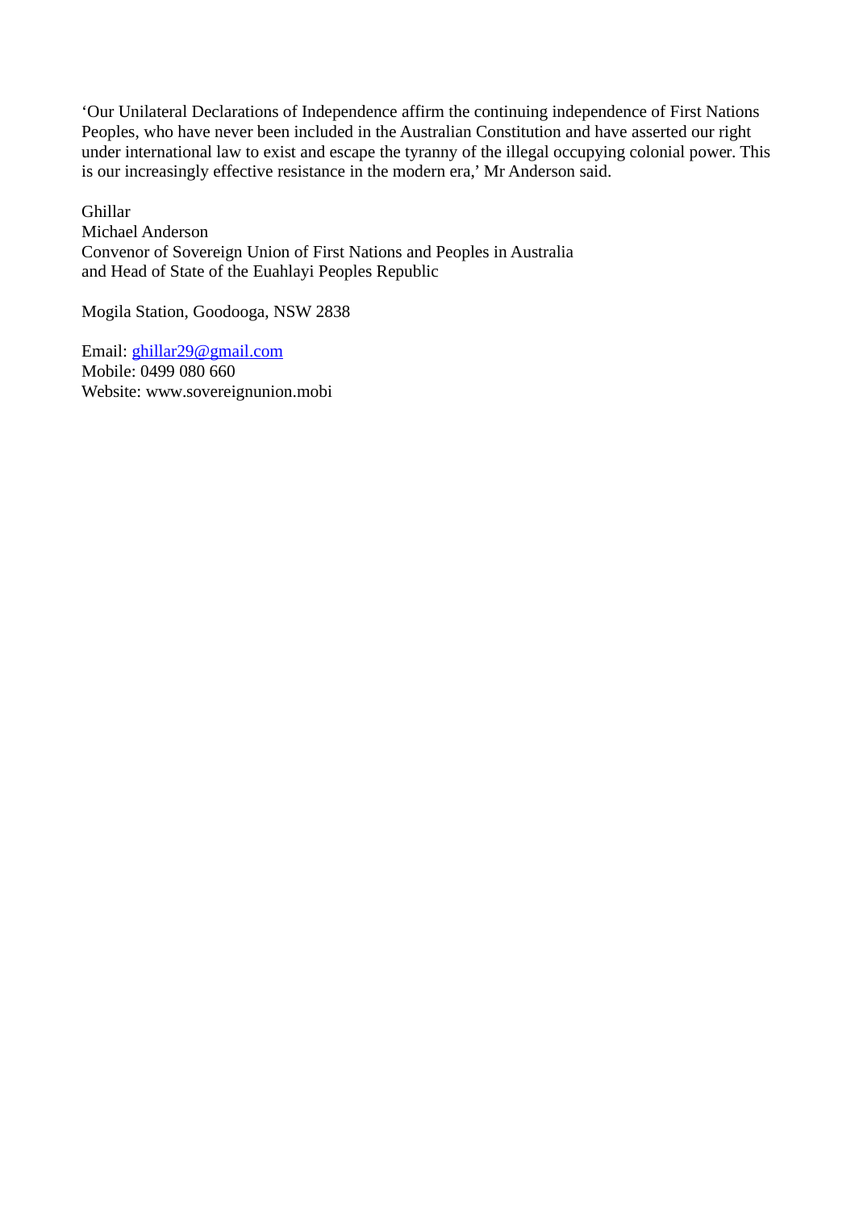'Our Unilateral Declarations of Independence affirm the continuing independence of First Nations Peoples, who have never been included in the Australian Constitution and have asserted our right under international law to exist and escape the tyranny of the illegal occupying colonial power. This is our increasingly effective resistance in the modern era,' Mr Anderson said.

Ghillar  
Michael Anderson  
Convenor of Sovereign Union of First Nations and Peoples in Australia  
and Head of State of the Euahlayi Peoples Republic

Mogila Station, Goodooga, NSW 2838

Email: ghillar29@gmail.com  
Mobile: 0499 080 660  
Website: www.sovereignunion.mobi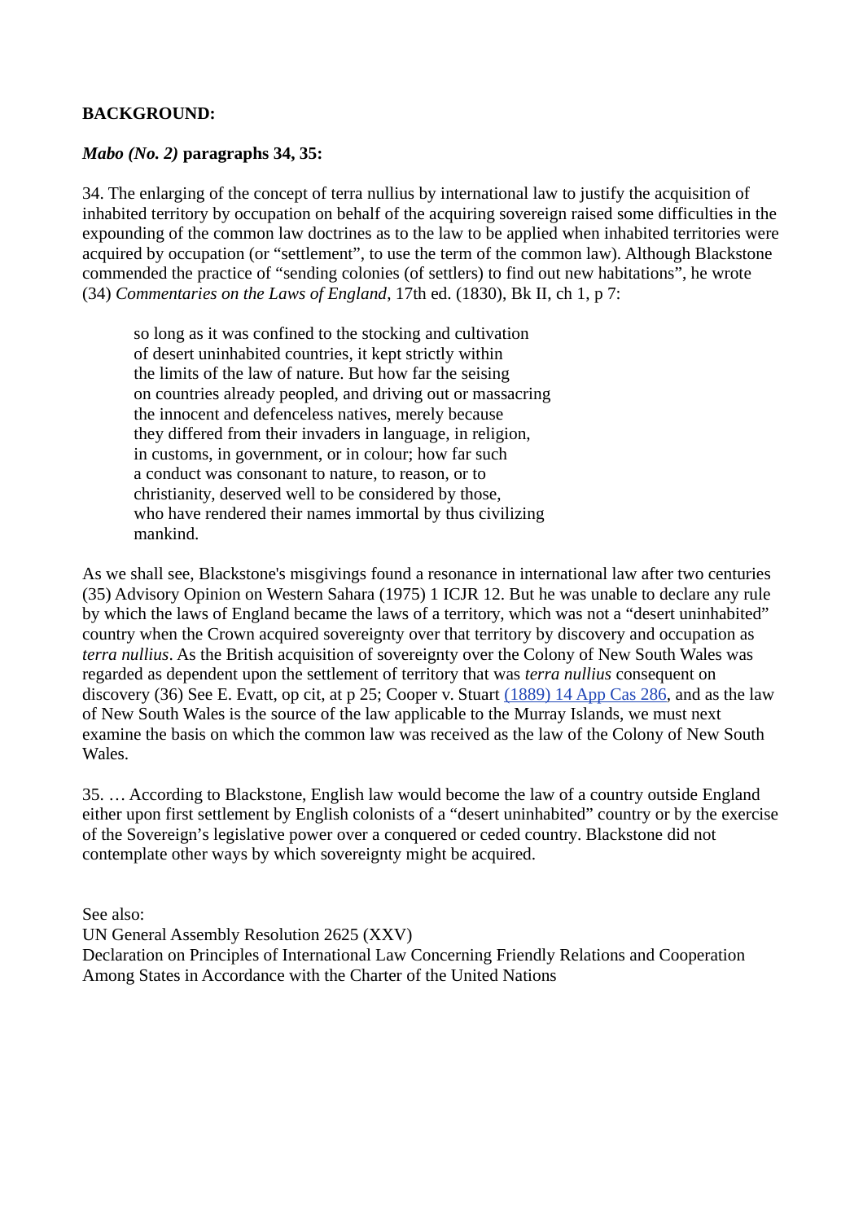**BACKGROUND:**

***Mabo (No. 2)* paragraphs 34, 35:**

34. The enlarging of the concept of terra nullius by international law to justify the acquisition of inhabited territory by occupation on behalf of the acquiring sovereign raised some difficulties in the expounding of the common law doctrines as to the law to be applied when inhabited territories were acquired by occupation (or "settlement", to use the term of the common law). Although Blackstone commended the practice of "sending colonies (of settlers) to find out new habitations", he wrote (34) *Commentaries on the Laws of England*, 17th ed. (1830), Bk II, ch 1, p 7:

> so long as it was confined to the stocking and cultivation of desert uninhabited countries, it kept strictly within the limits of the law of nature. But how far the seising on countries already peopled, and driving out or massacring the innocent and defenceless natives, merely because they differed from their invaders in language, in religion, in customs, in government, or in colour; how far such a conduct was consonant to nature, to reason, or to christianity, deserved well to be considered by those, who have rendered their names immortal by thus civilizing mankind.

As we shall see, Blackstone's misgivings found a resonance in international law after two centuries (35) Advisory Opinion on Western Sahara (1975) 1 ICJR 12. But he was unable to declare any rule by which the laws of England became the laws of a territory, which was not a "desert uninhabited" country when the Crown acquired sovereignty over that territory by discovery and occupation as *terra nullius*. As the British acquisition of sovereignty over the Colony of New South Wales was regarded as dependent upon the settlement of territory that was *terra nullius* consequent on discovery (36) See E. Evatt, op cit, at p 25; Cooper v. Stuart (1889) 14 App Cas 286, and as the law of New South Wales is the source of the law applicable to the Murray Islands, we must next examine the basis on which the common law was received as the law of the Colony of New South Wales.

35. … According to Blackstone, English law would become the law of a country outside England either upon first settlement by English colonists of a "desert uninhabited" country or by the exercise of the Sovereign's legislative power over a conquered or ceded country. Blackstone did not contemplate other ways by which sovereignty might be acquired.

See also:
UN General Assembly Resolution 2625 (XXV)
Declaration on Principles of International Law Concerning Friendly Relations and Cooperation Among States in Accordance with the Charter of the United Nations